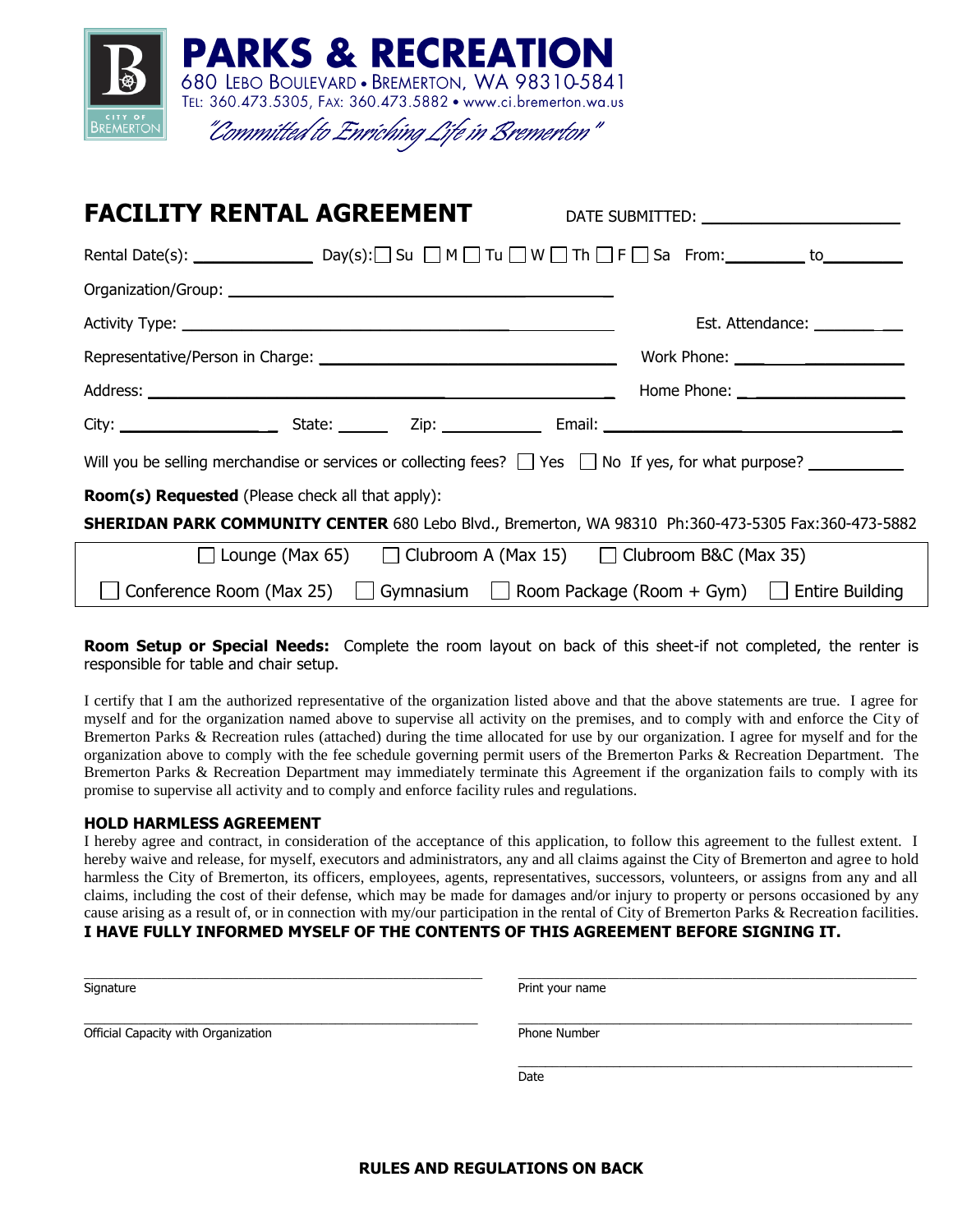# PARKS & RECREATION

680 Lebo Boulevard • Bremerton, WA 98310-5841
Tel: 360.473.5305, Fax: 360.473.5882 • www.ci.bremerton.wa.us

*"Committed to Enriching Life in Bremerton"*

## FACILITY RENTAL AGREEMENT

DATE SUBMITTED: ____________________

Rental Date(s): ______________ Day(s): ☐ Su ☐ M ☐ Tu ☐ W ☐ Th ☐ F ☐ Sa From: _________ to _________

Organization/Group: ____________________________________________

Activity Type: ____________________________________________ Est. Attendance: __________

Representative/Person in Charge: ______________________________ Work Phone: ________________

Address: ____________________________________________ Home Phone: ________________

City: ________________ State: ______ Zip: ___________ Email: ______________________________

Will you be selling merchandise or services or collecting fees? ☐ Yes ☐ No If yes, for what purpose? __________

**Room(s) Requested** (Please check all that apply):

**SHERIDAN PARK COMMUNITY CENTER** 680 Lebo Blvd., Bremerton, WA 98310 Ph:360-473-5305 Fax:360-473-5882

☐ Lounge (Max 65) ☐ Clubroom A (Max 15) ☐ Clubroom B&C (Max 35)

☐ Conference Room (Max 25) ☐ Gymnasium ☐ Room Package (Room + Gym) ☐ Entire Building

**Room Setup or Special Needs:** Complete the room layout on back of this sheet-if not completed, the renter is responsible for table and chair setup.

I certify that I am the authorized representative of the organization listed above and that the above statements are true. I agree for myself and for the organization named above to supervise all activity on the premises, and to comply with and enforce the City of Bremerton Parks & Recreation rules (attached) during the time allocated for use by our organization. I agree for myself and for the organization above to comply with the fee schedule governing permit users of the Bremerton Parks & Recreation Department. The Bremerton Parks & Recreation Department may immediately terminate this Agreement if the organization fails to comply with its promise to supervise all activity and to comply and enforce facility rules and regulations.

### HOLD HARMLESS AGREEMENT

I hereby agree and contract, in consideration of the acceptance of this application, to follow this agreement to the fullest extent. I hereby waive and release, for myself, executors and administrators, any and all claims against the City of Bremerton and agree to hold harmless the City of Bremerton, its officers, employees, agents, representatives, successors, volunteers, or assigns from any and all claims, including the cost of their defense, which may be made for damages and/or injury to property or persons occasioned by any cause arising as a result of, or in connection with my/our participation in the rental of City of Bremerton Parks & Recreation facilities.

**I HAVE FULLY INFORMED MYSELF OF THE CONTENTS OF THIS AGREEMENT BEFORE SIGNING IT.**

______________________________ Signature

______________________________ Print your name

______________________________ Official Capacity with Organization

______________________________ Phone Number

______________________________ Date

**RULES AND REGULATIONS ON BACK**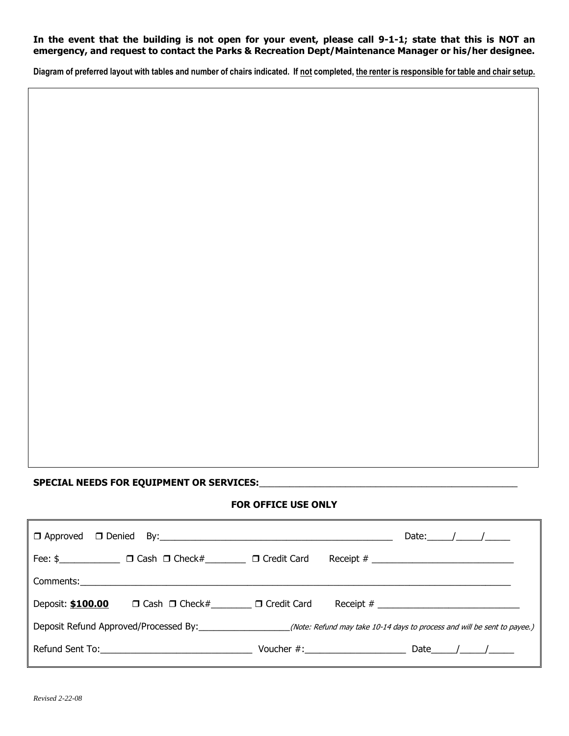**In the event that the building is not open for your event, please call 9-1-1; state that this is NOT an emergency, and request to contact the Parks & Recreation Dept/Maintenance Manager or his/her designee.**

**Diagram of preferred layout with tables and number of chairs indicated. If not completed, the renter is responsible for table and chair setup.**

**SPECIAL NEEDS FOR EQUIPMENT OR SERVICES:**\_\_\_\_\_\_\_\_\_\_\_\_\_\_\_\_\_\_\_\_\_\_\_\_\_\_\_\_\_\_\_\_\_\_\_\_\_\_\_\_\_\_\_\_\_\_\_\_

**FOR OFFICE USE ONLY**

❒ Approved ❒ Denied By:\_\_\_\_\_\_\_\_\_\_\_\_\_\_\_\_\_\_\_\_\_\_\_\_\_\_\_\_\_\_\_\_\_\_\_\_\_\_\_\_\_\_\_\_ Date:\_\_\_\_\_/\_\_\_\_\_/\_\_\_\_\_

Fee: $\_\_\_\_\_\_\_\_\_\_\_\_ ❒ Cash ❒ Check#\_\_\_\_\_\_\_\_ ❒ Credit Card Receipt # \_\_\_\_\_\_\_\_\_\_\_\_\_\_\_\_\_\_\_\_\_\_\_\_\_\_\_\_

Comments:\_\_\_\_\_\_\_\_\_\_\_\_\_\_\_\_\_\_\_\_\_\_\_\_\_\_\_\_\_\_\_\_\_\_\_\_\_\_\_\_\_\_\_\_\_\_\_\_\_\_\_\_\_\_\_\_\_\_\_\_\_\_\_\_\_\_\_\_\_\_\_\_\_\_\_\_\_\_\_\_\_\_\_\_\_\_

Deposit: **$100.00** ❒ Cash ❒ Check#\_\_\_\_\_\_\_\_ ❒ Credit Card Receipt # \_\_\_\_\_\_\_\_\_\_\_\_\_\_\_\_\_\_\_\_\_\_\_\_\_\_\_\_

Deposit Refund Approved/Processed By:\_\_\_\_\_\_\_\_\_\_\_\_\_\_\_\_\_\_ *(Note: Refund may take 10-14 days to process and will be sent to payee.)*

Refund Sent To:\_\_\_\_\_\_\_\_\_\_\_\_\_\_\_\_\_\_\_\_\_\_\_\_\_\_\_\_\_\_ Voucher #:\_\_\_\_\_\_\_\_\_\_\_\_\_\_\_\_\_\_\_\_ Date\_\_\_\_\_/\_\_\_\_\_/\_\_\_\_\_

*Revised 2-22-08*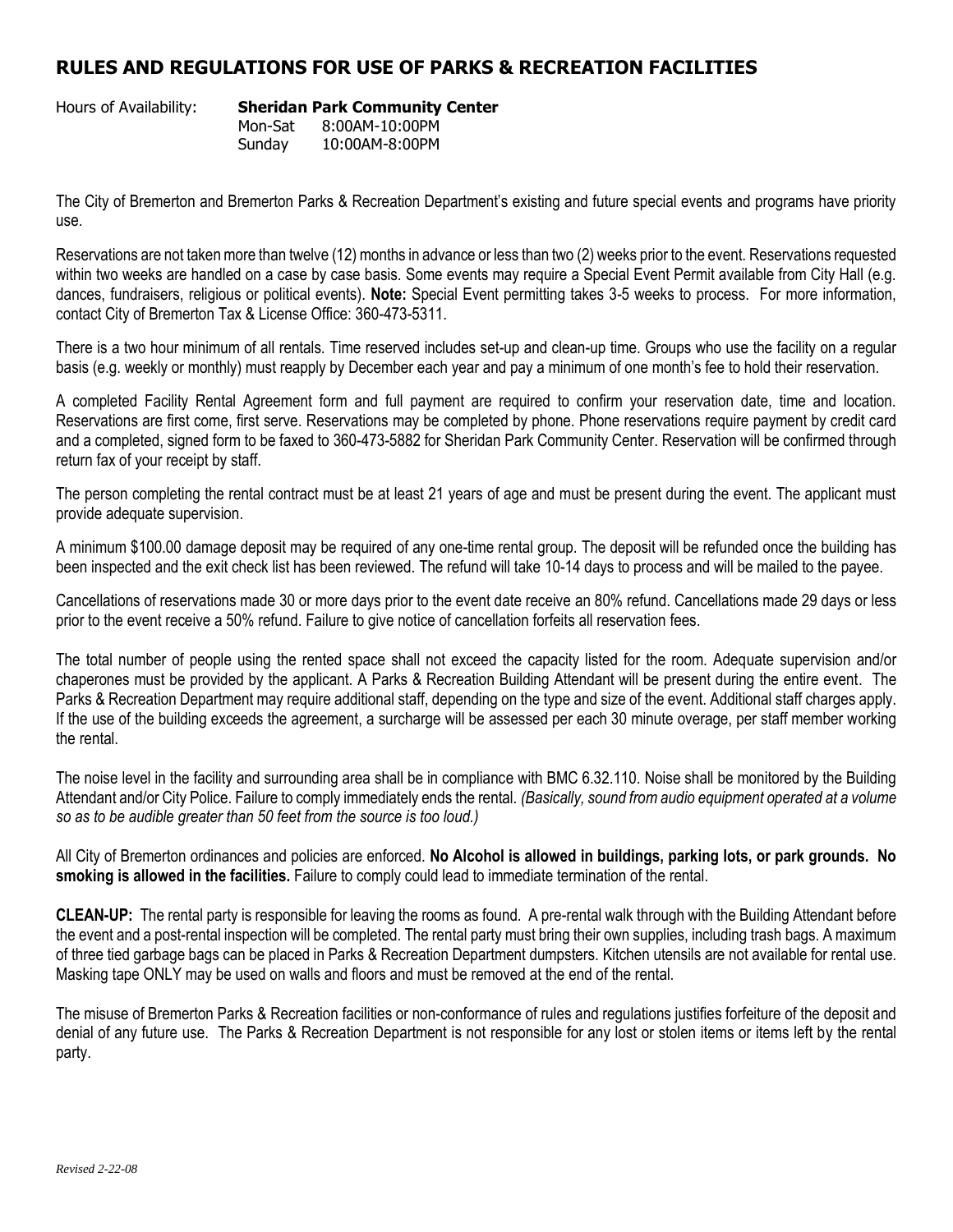## RULES AND REGULATIONS FOR USE OF PARKS & RECREATION FACILITIES

Hours of Availability: **Sheridan Park Community Center**

| | |
|---|---|
| Mon-Sat | 8:00AM-10:00PM |
| Sunday | 10:00AM-8:00PM |

The City of Bremerton and Bremerton Parks & Recreation Department's existing and future special events and programs have priority use.

Reservations are not taken more than twelve (12) months in advance or less than two (2) weeks prior to the event. Reservations requested within two weeks are handled on a case by case basis. Some events may require a Special Event Permit available from City Hall (e.g. dances, fundraisers, religious or political events). **Note:** Special Event permitting takes 3-5 weeks to process. For more information, contact City of Bremerton Tax & License Office: 360-473-5311.

There is a two hour minimum of all rentals. Time reserved includes set-up and clean-up time. Groups who use the facility on a regular basis (e.g. weekly or monthly) must reapply by December each year and pay a minimum of one month's fee to hold their reservation.

A completed Facility Rental Agreement form and full payment are required to confirm your reservation date, time and location. Reservations are first come, first serve. Reservations may be completed by phone. Phone reservations require payment by credit card and a completed, signed form to be faxed to 360-473-5882 for Sheridan Park Community Center. Reservation will be confirmed through return fax of your receipt by staff.

The person completing the rental contract must be at least 21 years of age and must be present during the event. The applicant must provide adequate supervision.

A minimum $100.00 damage deposit may be required of any one-time rental group. The deposit will be refunded once the building has been inspected and the exit check list has been reviewed. The refund will take 10-14 days to process and will be mailed to the payee.

Cancellations of reservations made 30 or more days prior to the event date receive an 80% refund. Cancellations made 29 days or less prior to the event receive a 50% refund. Failure to give notice of cancellation forfeits all reservation fees.

The total number of people using the rented space shall not exceed the capacity listed for the room. Adequate supervision and/or chaperones must be provided by the applicant. A Parks & Recreation Building Attendant will be present during the entire event. The Parks & Recreation Department may require additional staff, depending on the type and size of the event. Additional staff charges apply. If the use of the building exceeds the agreement, a surcharge will be assessed per each 30 minute overage, per staff member working the rental.

The noise level in the facility and surrounding area shall be in compliance with BMC 6.32.110. Noise shall be monitored by the Building Attendant and/or City Police. Failure to comply immediately ends the rental. *(Basically, sound from audio equipment operated at a volume so as to be audible greater than 50 feet from the source is too loud.)*

All City of Bremerton ordinances and policies are enforced. **No Alcohol is allowed in buildings, parking lots, or park grounds. No smoking is allowed in the facilities.** Failure to comply could lead to immediate termination of the rental.

**CLEAN-UP:** The rental party is responsible for leaving the rooms as found. A pre-rental walk through with the Building Attendant before the event and a post-rental inspection will be completed. The rental party must bring their own supplies, including trash bags. A maximum of three tied garbage bags can be placed in Parks & Recreation Department dumpsters. Kitchen utensils are not available for rental use. Masking tape ONLY may be used on walls and floors and must be removed at the end of the rental.

The misuse of Bremerton Parks & Recreation facilities or non-conformance of rules and regulations justifies forfeiture of the deposit and denial of any future use. The Parks & Recreation Department is not responsible for any lost or stolen items or items left by the rental party.

*Revised 2-22-08*